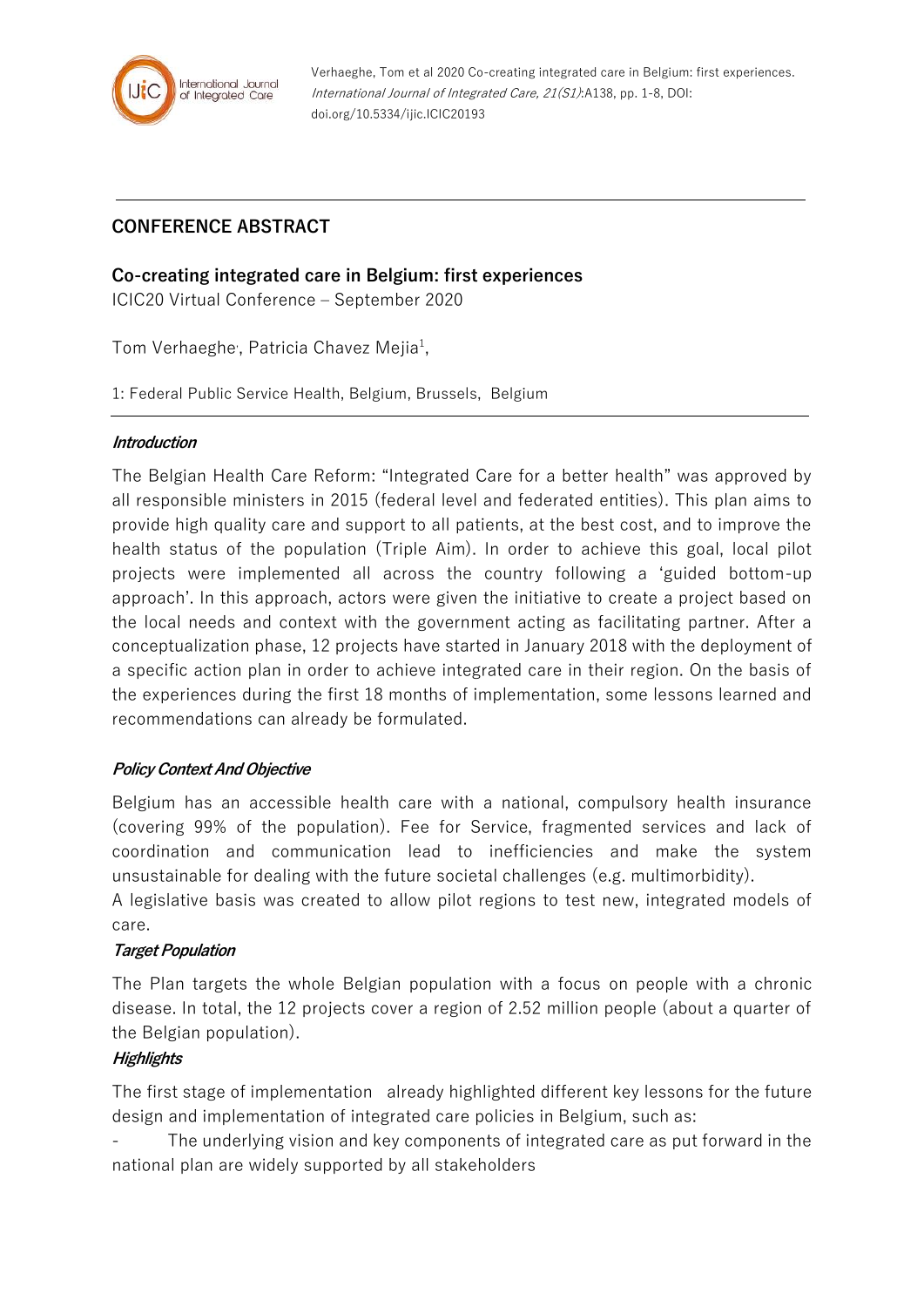Verhaeghe, Tom et al 2020 Co-creating integrated care in Belgium: first experiences. *International Journal of Integrated Care, 21(S1)*:A138, pp. 1-8, DOI: doi.org/10.5334/ijic.ICIC20193

## CONFERENCE ABSTRACT

# Co-creating integrated care in Belgium: first experiences

ICIC20 Virtual Conference – September 2020

Tom Verhaeghe, Patricia Chavez Mejia[1],

1: Federal Public Service Health, Belgium, Brussels, Belgium

### *Introduction*

The Belgian Health Care Reform: "Integrated Care for a better health" was approved by all responsible ministers in 2015 (federal level and federated entities). This plan aims to provide high quality care and support to all patients, at the best cost, and to improve the health status of the population (Triple Aim). In order to achieve this goal, local pilot projects were implemented all across the country following a 'guided bottom-up approach'. In this approach, actors were given the initiative to create a project based on the local needs and context with the government acting as facilitating partner. After a conceptualization phase, 12 projects have started in January 2018 with the deployment of a specific action plan in order to achieve integrated care in their region. On the basis of the experiences during the first 18 months of implementation, some lessons learned and recommendations can already be formulated.

### *Policy Context And Objective*

Belgium has an accessible health care with a national, compulsory health insurance (covering 99% of the population). Fee for Service, fragmented services and lack of coordination and communication lead to inefficiencies and make the system unsustainable for dealing with the future societal challenges (e.g. multimorbidity).

A legislative basis was created to allow pilot regions to test new, integrated models of care.

### *Target Population*

The Plan targets the whole Belgian population with a focus on people with a chronic disease. In total, the 12 projects cover a region of 2.52 million people (about a quarter of the Belgian population).

### *Highlights*

The first stage of implementation already highlighted different key lessons for the future design and implementation of integrated care policies in Belgium, such as:

- The underlying vision and key components of integrated care as put forward in the national plan are widely supported by all stakeholders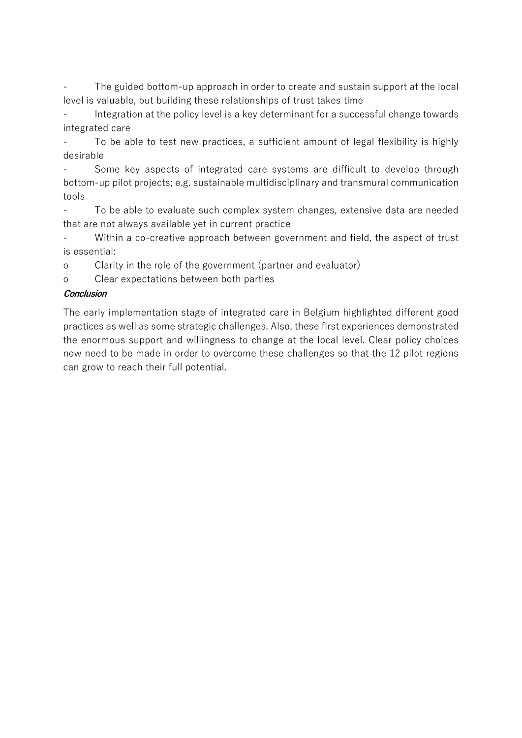- The guided bottom-up approach in order to create and sustain support at the local level is valuable, but building these relationships of trust takes time
- Integration at the policy level is a key determinant for a successful change towards integrated care
- To be able to test new practices, a sufficient amount of legal flexibility is highly desirable
- Some key aspects of integrated care systems are difficult to develop through bottom-up pilot projects; e.g. sustainable multidisciplinary and transmural communication tools
- To be able to evaluate such complex system changes, extensive data are needed that are not always available yet in current practice
- Within a co-creative approach between government and field, the aspect of trust is essential:
    - Clarity in the role of the government (partner and evaluator)
    - Clear expectations between both parties

***Conclusion***

The early implementation stage of integrated care in Belgium highlighted different good practices as well as some strategic challenges. Also, these first experiences demonstrated the enormous support and willingness to change at the local level. Clear policy choices now need to be made in order to overcome these challenges so that the 12 pilot regions can grow to reach their full potential.